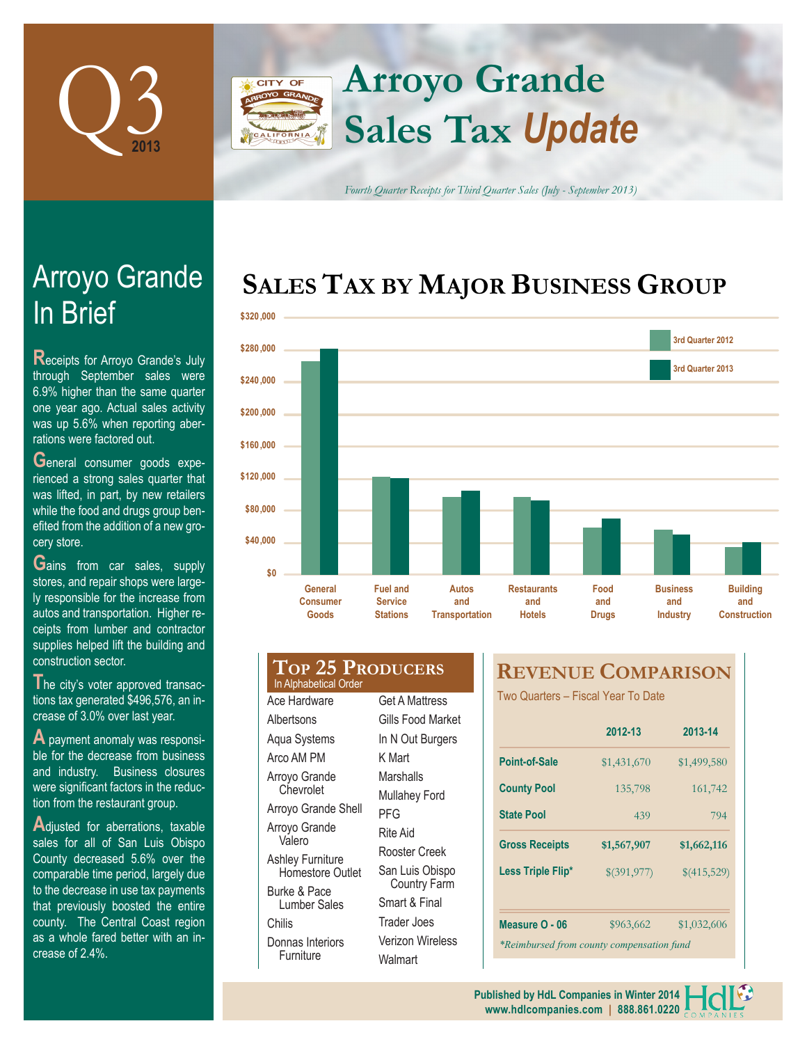# Q3 2013

# Arroyo Grande Sales Tax *Update*

*Fourth Quarter Receipts for Third Quarter Sales (July - September 2013)*

## Arroyo Grande In Brief

Receipts for Arroyo Grande's July through September sales were 6.9% higher than the same quarter one year ago. Actual sales activity was up 5.6% when reporting aberrations were factored out.

General consumer goods experienced a strong sales quarter that was lifted, in part, by new retailers while the food and drugs group benefited from the addition of a new grocery store.

Gains from car sales, supply stores, and repair shops were largely responsible for the increase from autos and transportation. Higher receipts from lumber and contractor supplies helped lift the building and construction sector.

The city's voter approved transactions tax generated $496,576, an increase of 3.0% over last year.

A payment anomaly was responsible for the decrease from business and industry. Business closures were significant factors in the reduction from the restaurant group.

Adjusted for aberrations, taxable sales for all of San Luis Obispo County decreased 5.6% over the comparable time period, largely due to the decrease in use tax payments that previously boosted the entire county. The Central Coast region as a whole fared better with an increase of 2.4%.

## Sales Tax by Major Business Group

Legend: 3rd Quarter 2012, 3rd Quarter 2013

Y-axis: $0, $40,000, $80,000, $120,000, $160,000, $200,000, $240,000, $280,000, $320,000

Categories: General Consumer Goods; Fuel and Service Stations; Autos and Transportation; Restaurants and Hotels; Food and Drugs; Business and Industry; Building and Construction

## Top 25 Producers

In Alphabetical Order

| | |
|---|---|
| Ace Hardware | Get A Mattress |
| Albertsons | Gills Food Market |
| Aqua Systems | In N Out Burgers |
| Arco AM PM | K Mart |
| Arroyo Grande Chevrolet | Marshalls |
| Arroyo Grande Shell | Mullahey Ford |
| Arroyo Grande Valero | PFG |
| Ashley Furniture Homestore Outlet | Rite Aid |
| Burke & Pace Lumber Sales | Rooster Creek |
| Chilis | San Luis Obispo Country Farm |
| Donnas Interiors Furniture | Smart & Final |
| | Trader Joes |
| | Verizon Wireless |
| | Walmart |

## Revenue Comparison

Two Quarters – Fiscal Year To Date

| | 2012-13 | 2013-14 |
|---|---|---|
| Point-of-Sale | $1,431,670 | $1,499,580 |
| County Pool | 135,798 | 161,742 |
| State Pool | 439 | 794 |
| **Gross Receipts** | **$1,567,907** | **$1,662,116** |
| Less Triple Flip* | $(391,977) | $(415,529) |
| Measure O - 06 | $963,662 | $1,032,606 |

*\*Reimbursed from county compensation fund*

Published by HdL Companies in Winter 2014
www.hdlcompanies.com | 888.861.0220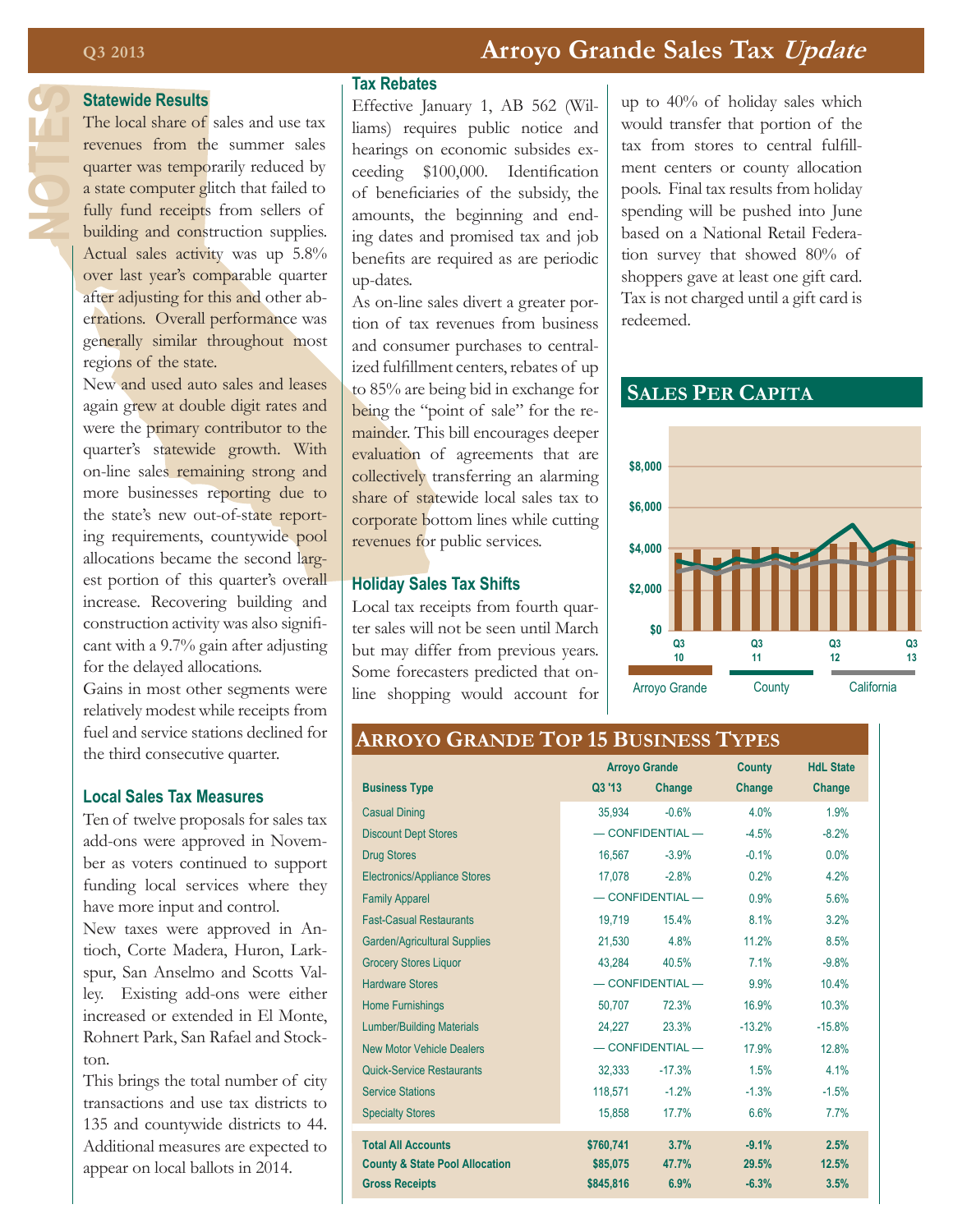# Arroyo Grande Sales Tax *Update*

Q3 2013

NOTES

### Statewide Results

The local share of sales and use tax revenues from the summer sales quarter was temporarily reduced by a state computer glitch that failed to fully fund receipts from sellers of building and construction supplies. Actual sales activity was up 5.8% over last year's comparable quarter after adjusting for this and other aberrations. Overall performance was generally similar throughout most regions of the state.

New and used auto sales and leases again grew at double digit rates and were the primary contributor to the quarter's statewide growth. With on-line sales remaining strong and more businesses reporting due to the state's new out-of-state reporting requirements, countywide pool allocations became the second largest portion of this quarter's overall increase. Recovering building and construction activity was also significant with a 9.7% gain after adjusting for the delayed allocations.

Gains in most other segments were relatively modest while receipts from fuel and service stations declined for the third consecutive quarter.

### Local Sales Tax Measures

Ten of twelve proposals for sales tax add-ons were approved in November as voters continued to support funding local services where they have more input and control.

New taxes were approved in Antioch, Corte Madera, Huron, Larkspur, San Anselmo and Scotts Valley. Existing add-ons were either increased or extended in El Monte, Rohnert Park, San Rafael and Stockton.

This brings the total number of city transactions and use tax districts to 135 and countywide districts to 44. Additional measures are expected to appear on local ballots in 2014.

### Tax Rebates

Effective January 1, AB 562 (Williams) requires public notice and hearings on economic subsides exceeding $100,000. Identification of beneficiaries of the subsidy, the amounts, the beginning and ending dates and promised tax and job benefits are required as are periodic up-dates.

As on-line sales divert a greater portion of tax revenues from business and consumer purchases to centralized fulfillment centers, rebates of up to 85% are being bid in exchange for being the "point of sale" for the remainder. This bill encourages deeper evaluation of agreements that are collectively transferring an alarming share of statewide local sales tax to corporate bottom lines while cutting revenues for public services.

### Holiday Sales Tax Shifts

Local tax receipts from fourth quarter sales will not be seen until March but may differ from previous years. Some forecasters predicted that online shopping would account for up to 40% of holiday sales which would transfer that portion of the tax from stores to central fulfillment centers or county allocation pools. Final tax results from holiday spending will be pushed into June based on a National Retail Federation survey that showed 80% of shoppers gave at least one gift card. Tax is not charged until a gift card is redeemed.

## Sales Per Capita

$8,000
$6,000
$4,000
$2,000
$0

Q3 10
Q3 11
Q3 12
Q3 13

Arroyo Grande
County
California

## Arroyo Grande Top 15 Business Types

| Business Type | Arroyo Grande Q3 '13 | Arroyo Grande Change | County Change | HdL State Change |
|---|---|---|---|---|
| Casual Dining | 35,934 | -0.6% | 4.0% | 1.9% |
| Discount Dept Stores | — CONFIDENTIAL — | | -4.5% | -8.2% |
| Drug Stores | 16,567 | -3.9% | -0.1% | 0.0% |
| Electronics/Appliance Stores | 17,078 | -2.8% | 0.2% | 4.2% |
| Family Apparel | — CONFIDENTIAL — | | 0.9% | 5.6% |
| Fast-Casual Restaurants | 19,719 | 15.4% | 8.1% | 3.2% |
| Garden/Agricultural Supplies | 21,530 | 4.8% | 11.2% | 8.5% |
| Grocery Stores Liquor | 43,284 | 40.5% | 7.1% | -9.8% |
| Hardware Stores | — CONFIDENTIAL — | | 9.9% | 10.4% |
| Home Furnishings | 50,707 | 72.3% | 16.9% | 10.3% |
| Lumber/Building Materials | 24,227 | 23.3% | -13.2% | -15.8% |
| New Motor Vehicle Dealers | — CONFIDENTIAL — | | 17.9% | 12.8% |
| Quick-Service Restaurants | 32,333 | -17.3% | 1.5% | 4.1% |
| Service Stations | 118,571 | -1.2% | -1.3% | -1.5% |
| Specialty Stores | 15,858 | 17.7% | 6.6% | 7.7% |
| **Total All Accounts** | **$760,741** | **3.7%** | **-9.1%** | **2.5%** |
| **County & State Pool Allocation** | **$85,075** | **47.7%** | **29.5%** | **12.5%** |
| **Gross Receipts** | **$845,816** | **6.9%** | **-6.3%** | **3.5%** |